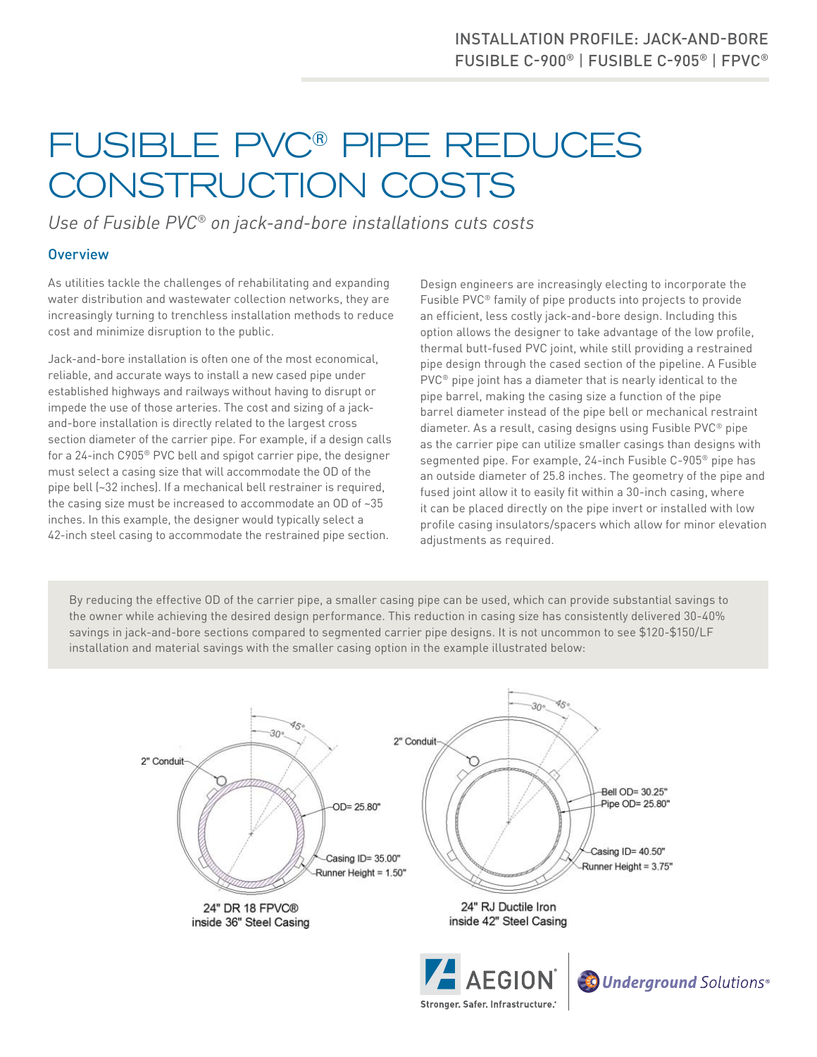# FUSIBLE PVC® PIPE REDUCES CONSTRUCTION COSTS

*Use of Fusible PVC® on jack-and-bore installations cuts costs*

## Overview

As utilities tackle the challenges of rehabilitating and expanding water distribution and wastewater collection networks, they are increasingly turning to trenchless installation methods to reduce cost and minimize disruption to the public.

Jack-and-bore installation is often one of the most economical, reliable, and accurate ways to install a new cased pipe under established highways and railways without having to disrupt or impede the use of those arteries. The cost and sizing of a jack-and-bore installation is directly related to the largest cross section diameter of the carrier pipe. For example, if a design calls for a 24-inch C905® PVC bell and spigot carrier pipe, the designer must select a casing size that will accommodate the OD of the pipe bell (~32 inches). If a mechanical bell restrainer is required, the casing size must be increased to accommodate an OD of ~35 inches. In this example, the designer would typically select a 42-inch steel casing to accommodate the restrained pipe section.

Design engineers are increasingly electing to incorporate the Fusible PVC® family of pipe products into projects to provide an efficient, less costly jack-and-bore design. Including this option allows the designer to take advantage of the low profile, thermal butt-fused PVC joint, while still providing a restrained pipe design through the cased section of the pipeline. A Fusible PVC® pipe joint has a diameter that is nearly identical to the pipe barrel, making the casing size a function of the pipe barrel diameter instead of the pipe bell or mechanical restraint diameter. As a result, casing designs using Fusible PVC® pipe as the carrier pipe can utilize smaller casings than designs with segmented pipe. For example, 24-inch Fusible C-905® pipe has an outside diameter of 25.8 inches. The geometry of the pipe and fused joint allow it to easily fit within a 30-inch casing, where it can be placed directly on the pipe invert or installed with low profile casing insulators/spacers which allow for minor elevation adjustments as required.

By reducing the effective OD of the carrier pipe, a smaller casing pipe can be used, which can provide substantial savings to the owner while achieving the desired design performance. This reduction in casing size has consistently delivered 30-40% savings in jack-and-bore sections compared to segmented carrier pipe designs. It is not uncommon to see \$120-\$150/LF installation and material savings with the smaller casing option in the example illustrated below:

24" DR 18 FPVC® inside 36" Steel Casing

24" RJ Ductile Iron inside 42" Steel Casing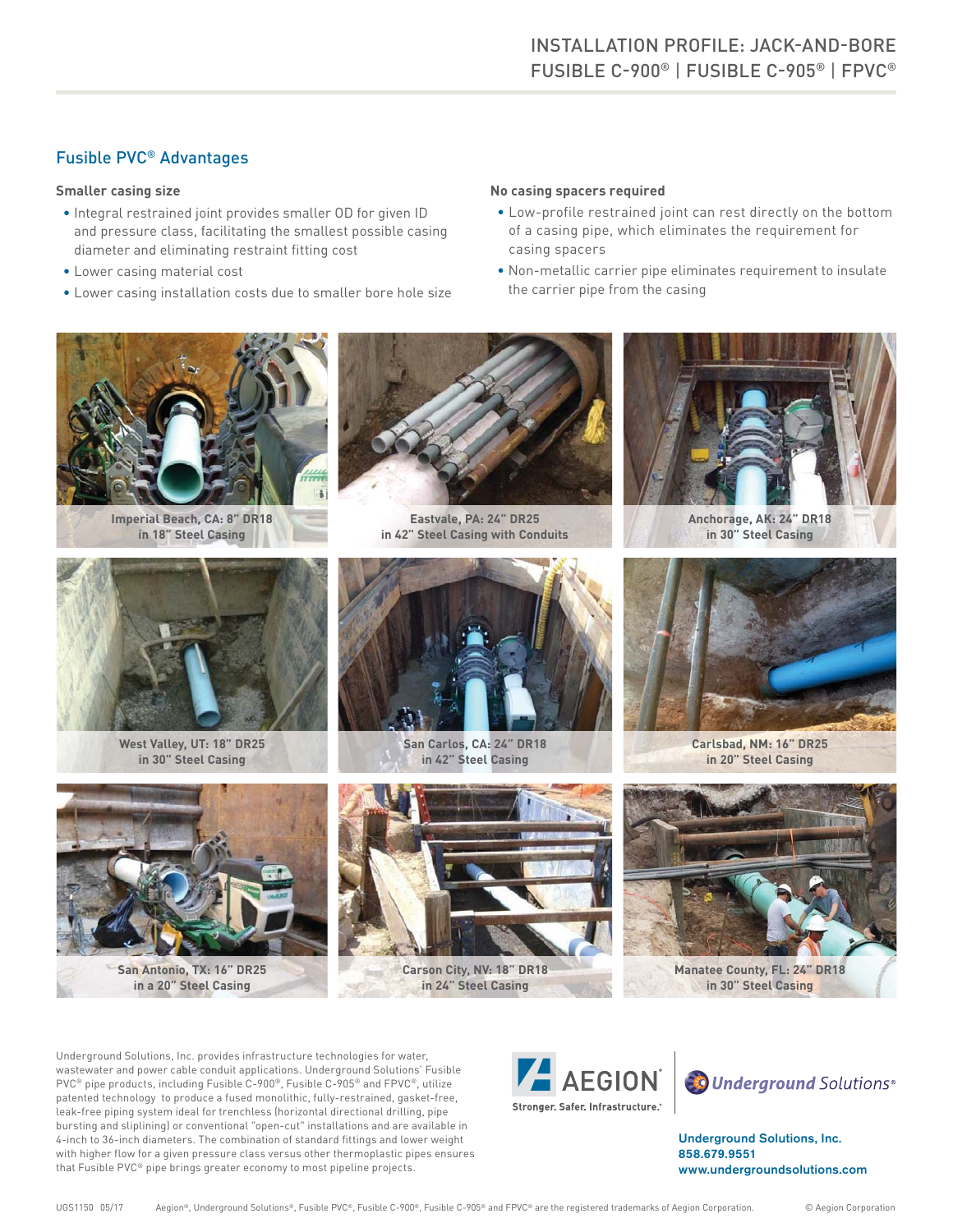# INSTALLATION PROFILE: JACK-AND-BORE
# FUSIBLE C-900® | FUSIBLE C-905® | FPVC®

## Fusible PVC® Advantages

### Smaller casing size

- Integral restrained joint provides smaller OD for given ID and pressure class, facilitating the smallest possible casing diameter and eliminating restraint fitting cost
- Lower casing material cost
- Lower casing installation costs due to smaller bore hole size

### No casing spacers required

- Low-profile restrained joint can rest directly on the bottom of a casing pipe, which eliminates the requirement for casing spacers
- Non-metallic carrier pipe eliminates requirement to insulate the carrier pipe from the casing

**Imperial Beach, CA: 8" DR18 in 18" Steel Casing**

**Eastvale, PA: 24" DR25 in 42" Steel Casing with Conduits**

**Anchorage, AK: 24" DR18 in 30" Steel Casing**

**West Valley, UT: 18" DR25 in 30" Steel Casing**

**San Carlos, CA: 24" DR18 in 42" Steel Casing**

**Carlsbad, NM: 16" DR25 in 20" Steel Casing**

**San Antonio, TX: 16" DR25 in a 20" Steel Casing**

**Carson City, NV: 18" DR18 in 24" Steel Casing**

**Manatee County, FL: 24" DR18 in 30" Steel Casing**

Underground Solutions, Inc. provides infrastructure technologies for water, wastewater and power cable conduit applications. Underground Solutions' Fusible PVC® pipe products, including Fusible C-900®, Fusible C-905® and FPVC®, utilize patented technology to produce a fused monolithic, fully-restrained, gasket-free, leak-free piping system ideal for trenchless (horizontal directional drilling, pipe bursting and sliplining) or conventional "open-cut" installations and are available in 4-inch to 36-inch diameters. The combination of standard fittings and lower weight with higher flow for a given pressure class versus other thermoplastic pipes ensures that Fusible PVC® pipe brings greater economy to most pipeline projects.

AEGION® Stronger. Safer. Infrastructure.®

Underground Solutions®

Underground Solutions, Inc.
858.679.9551
www.undergroundsolutions.com

UGS1150 05/17 Aegion®, Underground Solutions®, Fusible PVC®, Fusible C-900®, Fusible C-905® and FPVC® are the registered trademarks of Aegion Corporation. © Aegion Corporation